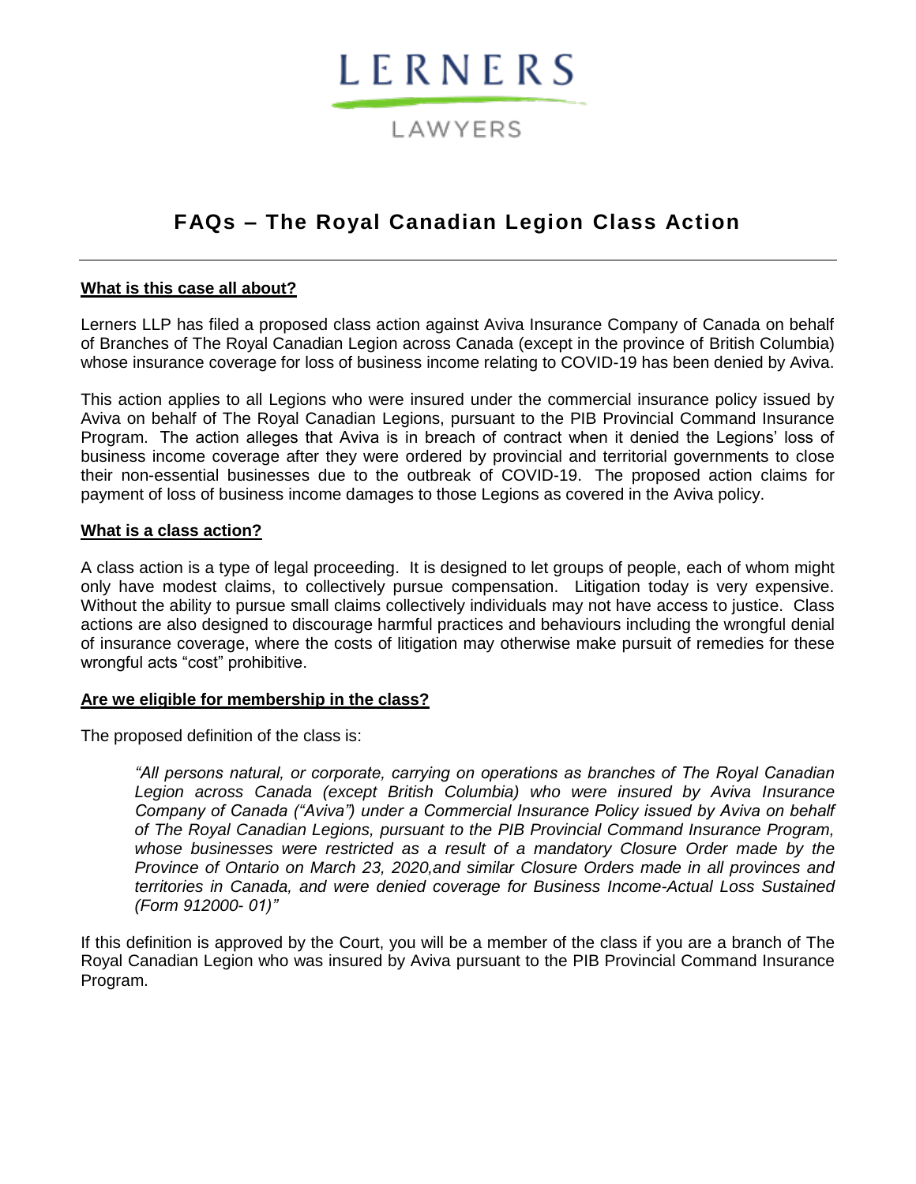LERNERS

LAWYERS

# FAQs – The Royal Canadian Legion Class Action

**What is this case all about?**

Lerners LLP has filed a proposed class action against Aviva Insurance Company of Canada on behalf of Branches of The Royal Canadian Legion across Canada (except in the province of British Columbia) whose insurance coverage for loss of business income relating to COVID-19 has been denied by Aviva.

This action applies to all Legions who were insured under the commercial insurance policy issued by Aviva on behalf of The Royal Canadian Legions, pursuant to the PIB Provincial Command Insurance Program. The action alleges that Aviva is in breach of contract when it denied the Legions' loss of business income coverage after they were ordered by provincial and territorial governments to close their non-essential businesses due to the outbreak of COVID-19. The proposed action claims for payment of loss of business income damages to those Legions as covered in the Aviva policy.

**What is a class action?**

A class action is a type of legal proceeding. It is designed to let groups of people, each of whom might only have modest claims, to collectively pursue compensation. Litigation today is very expensive. Without the ability to pursue small claims collectively individuals may not have access to justice. Class actions are also designed to discourage harmful practices and behaviours including the wrongful denial of insurance coverage, where the costs of litigation may otherwise make pursuit of remedies for these wrongful acts "cost" prohibitive.

**Are we eligible for membership in the class?**

The proposed definition of the class is:

> *"All persons natural, or corporate, carrying on operations as branches of The Royal Canadian Legion across Canada (except British Columbia) who were insured by Aviva Insurance Company of Canada ("Aviva") under a Commercial Insurance Policy issued by Aviva on behalf of The Royal Canadian Legions, pursuant to the PIB Provincial Command Insurance Program, whose businesses were restricted as a result of a mandatory Closure Order made by the Province of Ontario on March 23, 2020,and similar Closure Orders made in all provinces and territories in Canada, and were denied coverage for Business Income-Actual Loss Sustained (Form 912000- 01)"*

If this definition is approved by the Court, you will be a member of the class if you are a branch of The Royal Canadian Legion who was insured by Aviva pursuant to the PIB Provincial Command Insurance Program.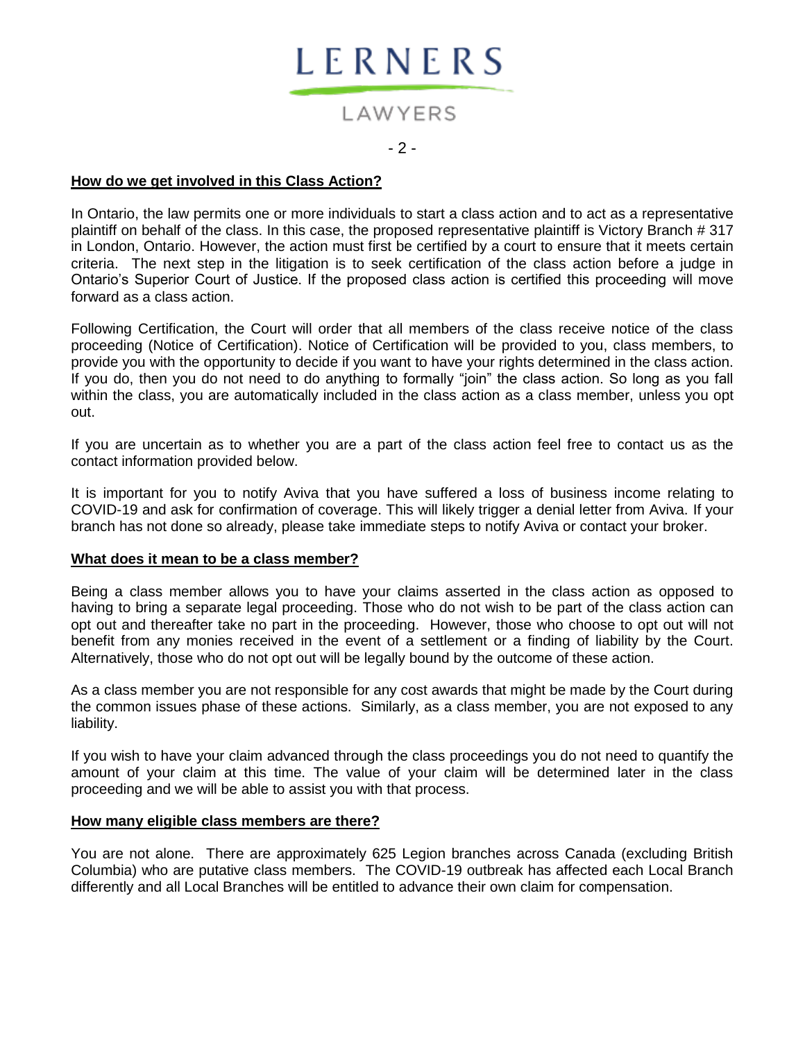## How do we get involved in this Class Action?

In Ontario, the law permits one or more individuals to start a class action and to act as a representative plaintiff on behalf of the class. In this case, the proposed representative plaintiff is Victory Branch # 317 in London, Ontario. However, the action must first be certified by a court to ensure that it meets certain criteria. The next step in the litigation is to seek certification of the class action before a judge in Ontario's Superior Court of Justice. If the proposed class action is certified this proceeding will move forward as a class action.

Following Certification, the Court will order that all members of the class receive notice of the class proceeding (Notice of Certification). Notice of Certification will be provided to you, class members, to provide you with the opportunity to decide if you want to have your rights determined in the class action. If you do, then you do not need to do anything to formally "join" the class action. So long as you fall within the class, you are automatically included in the class action as a class member, unless you opt out.

If you are uncertain as to whether you are a part of the class action feel free to contact us as the contact information provided below.

It is important for you to notify Aviva that you have suffered a loss of business income relating to COVID-19 and ask for confirmation of coverage. This will likely trigger a denial letter from Aviva. If your branch has not done so already, please take immediate steps to notify Aviva or contact your broker.

## What does it mean to be a class member?

Being a class member allows you to have your claims asserted in the class action as opposed to having to bring a separate legal proceeding. Those who do not wish to be part of the class action can opt out and thereafter take no part in the proceeding. However, those who choose to opt out will not benefit from any monies received in the event of a settlement or a finding of liability by the Court. Alternatively, those who do not opt out will be legally bound by the outcome of these action.

As a class member you are not responsible for any cost awards that might be made by the Court during the common issues phase of these actions. Similarly, as a class member, you are not exposed to any liability.

If you wish to have your claim advanced through the class proceedings you do not need to quantify the amount of your claim at this time. The value of your claim will be determined later in the class proceeding and we will be able to assist you with that process.

## How many eligible class members are there?

You are not alone. There are approximately 625 Legion branches across Canada (excluding British Columbia) who are putative class members. The COVID-19 outbreak has affected each Local Branch differently and all Local Branches will be entitled to advance their own claim for compensation.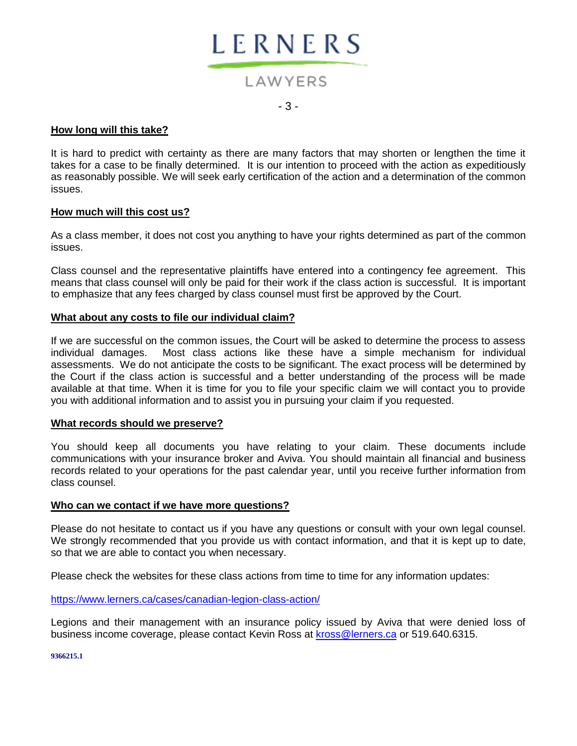**How long will this take?**

It is hard to predict with certainty as there are many factors that may shorten or lengthen the time it takes for a case to be finally determined. It is our intention to proceed with the action as expeditiously as reasonably possible. We will seek early certification of the action and a determination of the common issues.

**How much will this cost us?**

As a class member, it does not cost you anything to have your rights determined as part of the common issues.

Class counsel and the representative plaintiffs have entered into a contingency fee agreement. This means that class counsel will only be paid for their work if the class action is successful. It is important to emphasize that any fees charged by class counsel must first be approved by the Court.

**What about any costs to file our individual claim?**

If we are successful on the common issues, the Court will be asked to determine the process to assess individual damages. Most class actions like these have a simple mechanism for individual assessments. We do not anticipate the costs to be significant. The exact process will be determined by the Court if the class action is successful and a better understanding of the process will be made available at that time. When it is time for you to file your specific claim we will contact you to provide you with additional information and to assist you in pursuing your claim if you requested.

**What records should we preserve?**

You should keep all documents you have relating to your claim. These documents include communications with your insurance broker and Aviva. You should maintain all financial and business records related to your operations for the past calendar year, until you receive further information from class counsel.

**Who can we contact if we have more questions?**

Please do not hesitate to contact us if you have any questions or consult with your own legal counsel. We strongly recommended that you provide us with contact information, and that it is kept up to date, so that we are able to contact you when necessary.

Please check the websites for these class actions from time to time for any information updates:

https://www.lerners.ca/cases/canadian-legion-class-action/

Legions and their management with an insurance policy issued by Aviva that were denied loss of business income coverage, please contact Kevin Ross at kross@lerners.ca or 519.640.6315.

9366215.1